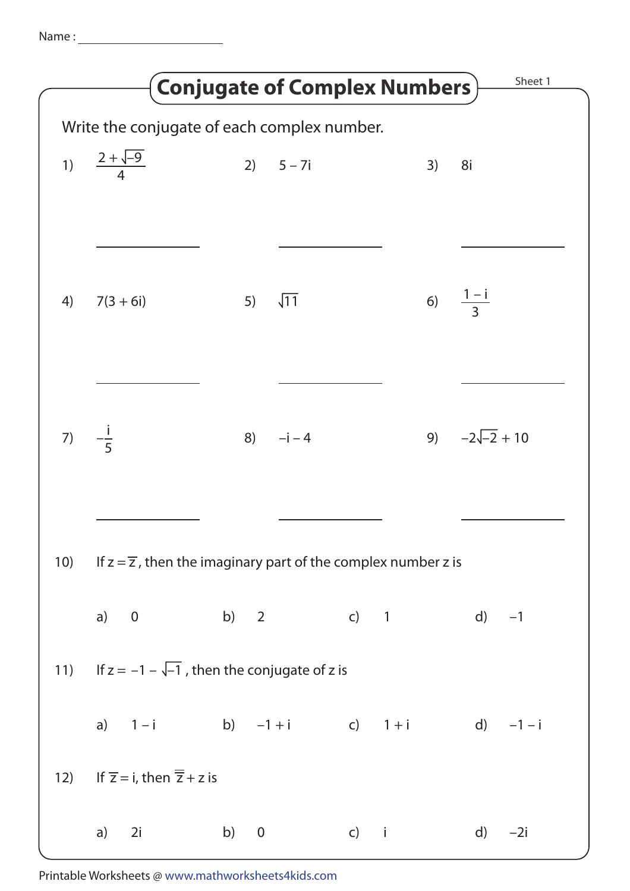Name : ______________________

# Conjugate of Complex Numbers

Sheet 1

Write the conjugate of each complex number.

1) $\dfrac{2 + \sqrt{-9}}{4}$ ______________

2) $5 - 7i$ ______________

3) $8i$ ______________

4) $7(3 + 6i)$ ______________

5) $\sqrt{11}$ ______________

6) $\dfrac{1 - i}{3}$ ______________

7) $-\dfrac{i}{5}$ ______________

8) $-i - 4$ ______________

9) $-2\sqrt{-2} + 10$ ______________

10) If $z = \overline{z}$, then the imaginary part of the complex number z is

a) $0$ b) $2$ c) $1$ d) $-1$

11) If $z = -1 - \sqrt{-1}$, then the conjugate of z is

a) $1 - i$ b) $-1 + i$ c) $1 + i$ d) $-1 - i$

12) If $\overline{z} = i$, then $\overline{\overline{z}} + z$ is

a) $2i$ b) $0$ c) $i$ d) $-2i$

Printable Worksheets @ www.mathworksheets4kids.com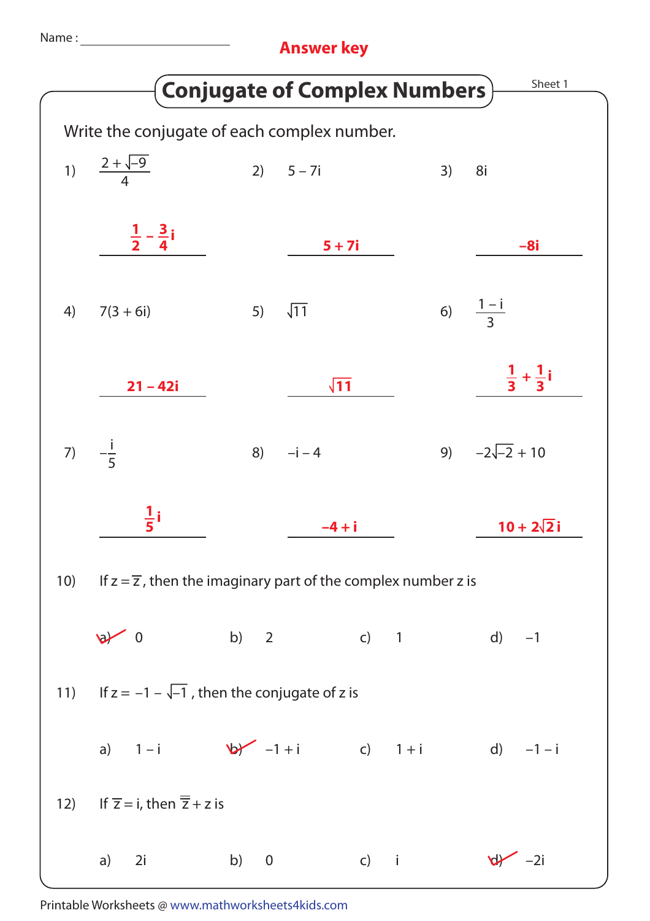Name : ____________________

**Answer key**

# Conjugate of Complex Numbers

Sheet 1

Write the conjugate of each complex number.

1) $\dfrac{2 + \sqrt{-9}}{4}$

**$\frac{1}{2} - \frac{3}{4}i$**

2) $5 - 7i$

**$5 + 7i$**

3) $8i$

**$-8i$**

4) $7(3 + 6i)$

**$21 - 42i$**

5) $\sqrt{11}$

**$\sqrt{11}$**

6) $\dfrac{1 - i}{3}$

**$\frac{1}{3} + \frac{1}{3}i$**

7) $-\dfrac{i}{5}$

**$\frac{1}{5}i$**

8) $-i - 4$

**$-4 + i$**

9) $-2\sqrt{-2} + 10$

**$10 + 2\sqrt{2}\,i$**

10) If $z = \overline{z}$, then the imaginary part of the complex number z is

a) 0 ✓  b) 2  c) 1  d) −1

11) If $z = -1 - \sqrt{-1}$, then the conjugate of z is

a) $1 - i$  b) $-1 + i$ ✓  c) $1 + i$  d) $-1 - i$

12) If $\overline{z} = i$, then $\overline{\overline{z}} + z$ is

a) $2i$  b) 0  c) $i$  d) $-2i$ ✓

Printable Worksheets @ www.mathworksheets4kids.com